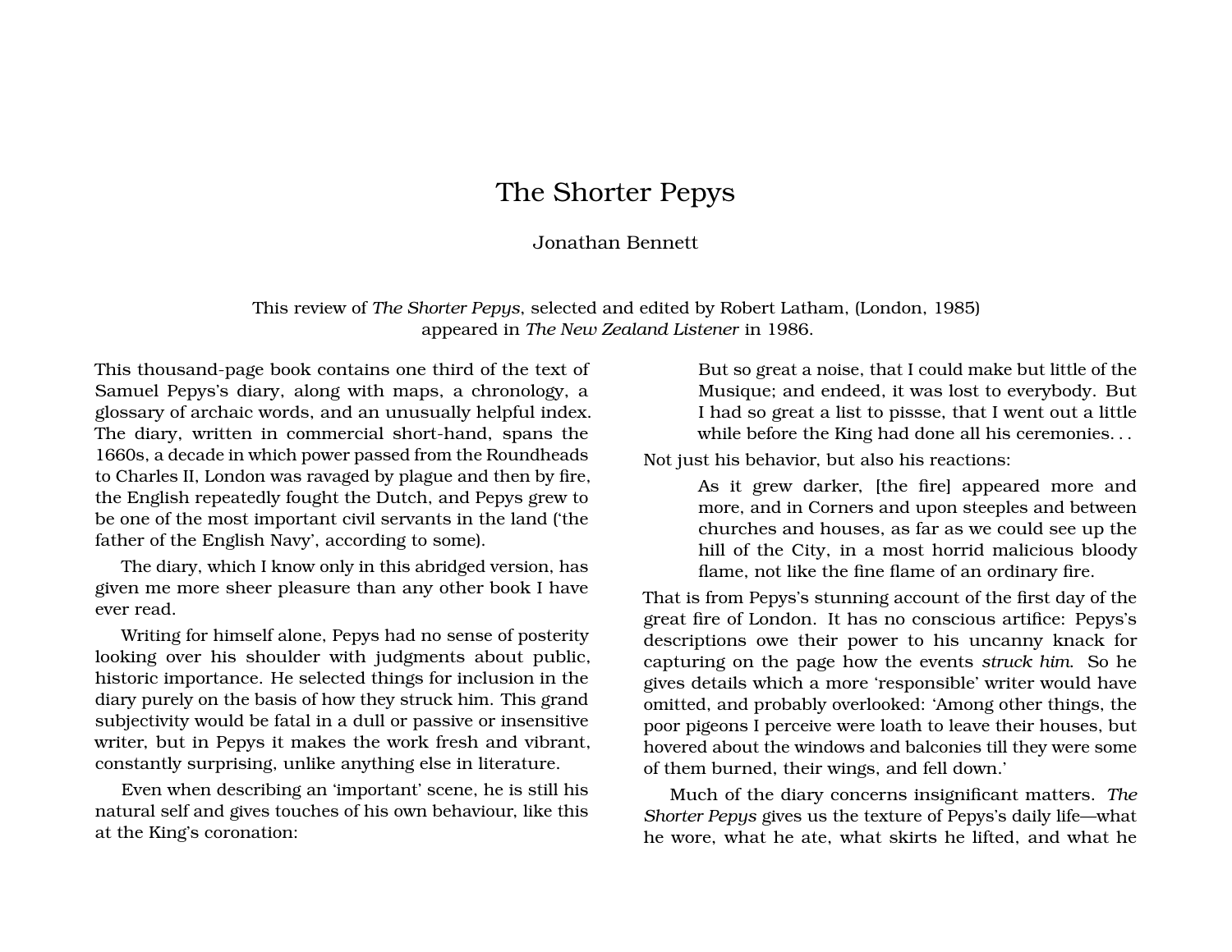# The Shorter Pepys

Jonathan Bennett

This review of *The Shorter Pepys*, selected and edited by Robert Latham, (London, 1985) appeared in *The New Zealand Listener* in 1986.

This thousand-page book contains one third of the text of Samuel Pepys's diary, along with maps, a chronology, a glossary of archaic words, and an unusually helpful index. The diary, written in commercial short-hand, spans the 1660s, a decade in which power passed from the Roundheads to Charles II, London was ravaged by plague and then by fire, the English repeatedly fought the Dutch, and Pepys grew to be one of the most important civil servants in the land ('the father of the English Navy', according to some).

The diary, which I know only in this abridged version, has given me more sheer pleasure than any other book I have ever read.

Writing for himself alone, Pepys had no sense of posterity looking over his shoulder with judgments about public, historic importance. He selected things for inclusion in the diary purely on the basis of how they struck him. This grand subjectivity would be fatal in a dull or passive or insensitive writer, but in Pepys it makes the work fresh and vibrant, constantly surprising, unlike anything else in literature.

Even when describing an 'important' scene, he is still his natural self and gives touches of his own behaviour, like this at the King's coronation:

> But so great a noise, that I could make but little of the Musique; and endeed, it was lost to everybody. But I had so great a list to pissse, that I went out a little while before the King had done all his ceremonies. . .

Not just his behavior, but also his reactions:

> As it grew darker, [the fire] appeared more and more, and in Corners and upon steeples and between churches and houses, as far as we could see up the hill of the City, in a most horrid malicious bloody flame, not like the fine flame of an ordinary fire.

That is from Pepys's stunning account of the first day of the great fire of London. It has no conscious artifice: Pepys's descriptions owe their power to his uncanny knack for capturing on the page how the events *struck him*. So he gives details which a more 'responsible' writer would have omitted, and probably overlooked: 'Among other things, the poor pigeons I perceive were loath to leave their houses, but hovered about the windows and balconies till they were some of them burned, their wings, and fell down.'

Much of the diary concerns insignificant matters. *The Shorter Pepys* gives us the texture of Pepys's daily life—what he wore, what he ate, what skirts he lifted, and what he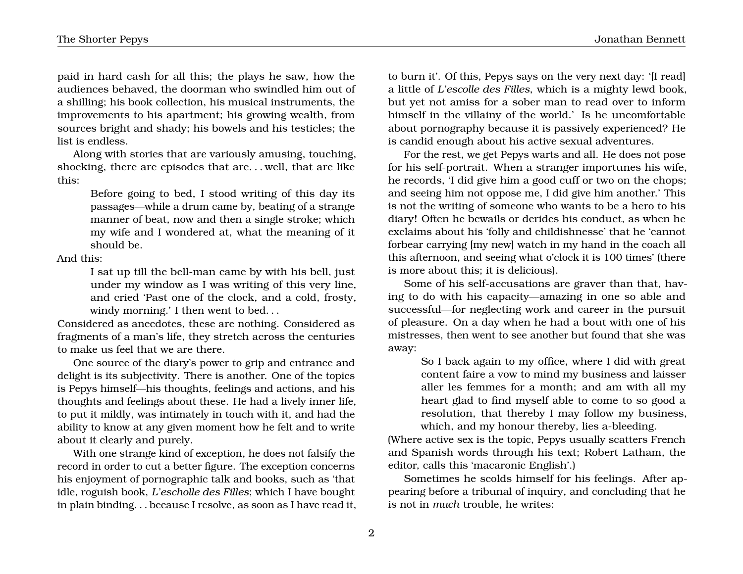paid in hard cash for all this; the plays he saw, how the audiences behaved, the doorman who swindled him out of a shilling; his book collection, his musical instruments, the improvements to his apartment; his growing wealth, from sources bright and shady; his bowels and his testicles; the list is endless.

Along with stories that are variously amusing, touching, shocking, there are episodes that are. . . well, that are like this:

> Before going to bed, I stood writing of this day its passages—while a drum came by, beating of a strange manner of beat, now and then a single stroke; which my wife and I wondered at, what the meaning of it should be.

And this:

> I sat up till the bell-man came by with his bell, just under my window as I was writing of this very line, and cried 'Past one of the clock, and a cold, frosty, windy morning.' I then went to bed. . .

Considered as anecdotes, these are nothing. Considered as fragments of a man's life, they stretch across the centuries to make us feel that we are there.

One source of the diary's power to grip and entrance and delight is its subjectivity. There is another. One of the topics is Pepys himself—his thoughts, feelings and actions, and his thoughts and feelings about these. He had a lively inner life, to put it mildly, was intimately in touch with it, and had the ability to know at any given moment how he felt and to write about it clearly and purely.

With one strange kind of exception, he does not falsify the record in order to cut a better figure. The exception concerns his enjoyment of pornographic talk and books, such as 'that idle, roguish book, *L'escholle des Filles*; which I have bought in plain binding. . . because I resolve, as soon as I have read it, to burn it'. Of this, Pepys says on the very next day: '[I read] a little of *L'escolle des Filles*, which is a mighty lewd book, but yet not amiss for a sober man to read over to inform himself in the villainy of the world.' Is he uncomfortable about pornography because it is passively experienced? He is candid enough about his active sexual adventures.

For the rest, we get Pepys warts and all. He does not pose for his self-portrait. When a stranger importunes his wife, he records, 'I did give him a good cuff or two on the chops; and seeing him not oppose me, I did give him another.' This is not the writing of someone who wants to be a hero to his diary! Often he bewails or derides his conduct, as when he exclaims about his 'folly and childishnesse' that he 'cannot forbear carrying [my new] watch in my hand in the coach all this afternoon, and seeing what o'clock it is 100 times' (there is more about this; it is delicious).

Some of his self-accusations are graver than that, having to do with his capacity—amazing in one so able and successful—for neglecting work and career in the pursuit of pleasure. On a day when he had a bout with one of his mistresses, then went to see another but found that she was away:

> So I back again to my office, where I did with great content faire a vow to mind my business and laisser aller les femmes for a month; and am with all my heart glad to find myself able to come to so good a resolution, that thereby I may follow my business, which, and my honour thereby, lies a-bleeding.

(Where active sex is the topic, Pepys usually scatters French and Spanish words through his text; Robert Latham, the editor, calls this 'macaronic English'.)

Sometimes he scolds himself for his feelings. After appearing before a tribunal of inquiry, and concluding that he is not in *much* trouble, he writes: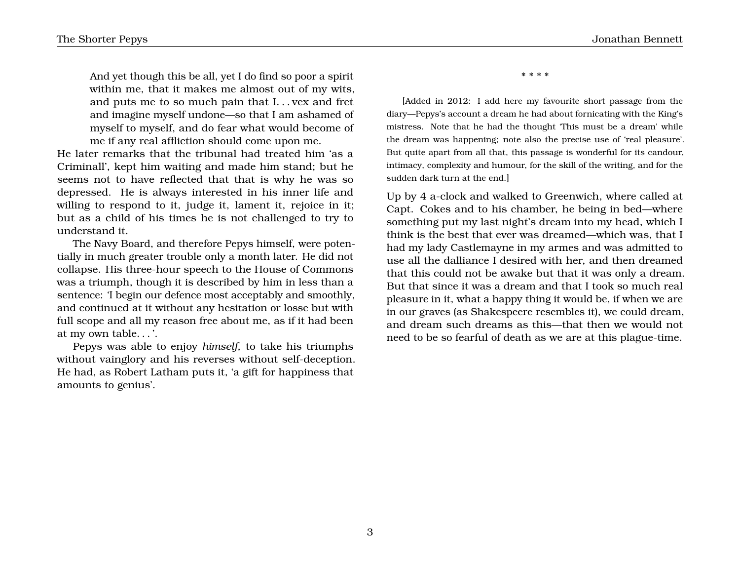> And yet though this be all, yet I do find so poor a spirit within me, that it makes me almost out of my wits, and puts me to so much pain that I. . . vex and fret and imagine myself undone—so that I am ashamed of myself to myself, and do fear what would become of me if any real affliction should come upon me.

He later remarks that the tribunal had treated him 'as a Criminall', kept him waiting and made him stand; but he seems not to have reflected that that is why he was so depressed. He is always interested in his inner life and willing to respond to it, judge it, lament it, rejoice in it; but as a child of his times he is not challenged to try to understand it.

The Navy Board, and therefore Pepys himself, were potentially in much greater trouble only a month later. He did not collapse. His three-hour speech to the House of Commons was a triumph, though it is described by him in less than a sentence: 'I begin our defence most acceptably and smoothly, and continued at it without any hesitation or losse but with full scope and all my reason free about me, as if it had been at my own table. . . '.

Pepys was able to enjoy *himself*, to take his triumphs without vainglory and his reverses without self-deception. He had, as Robert Latham puts it, 'a gift for happiness that amounts to genius'.

\* \* \* \*

[Added in 2012: I add here my favourite short passage from the diary—Pepys's account a dream he had about fornicating with the King's mistress. Note that he had the thought 'This must be a dream' while the dream was happening; note also the precise use of 'real pleasure'. But quite apart from all that, this passage is wonderful for its candour, intimacy, complexity and humour, for the skill of the writing, and for the sudden dark turn at the end.]

Up by 4 a-clock and walked to Greenwich, where called at Capt. Cokes and to his chamber, he being in bed—where something put my last night's dream into my head, which I think is the best that ever was dreamed—which was, that I had my lady Castlemayne in my armes and was admitted to use all the dalliance I desired with her, and then dreamed that this could not be awake but that it was only a dream. But that since it was a dream and that I took so much real pleasure in it, what a happy thing it would be, if when we are in our graves (as Shakespeere resembles it), we could dream, and dream such dreams as this—that then we would not need to be so fearful of death as we are at this plague-time.